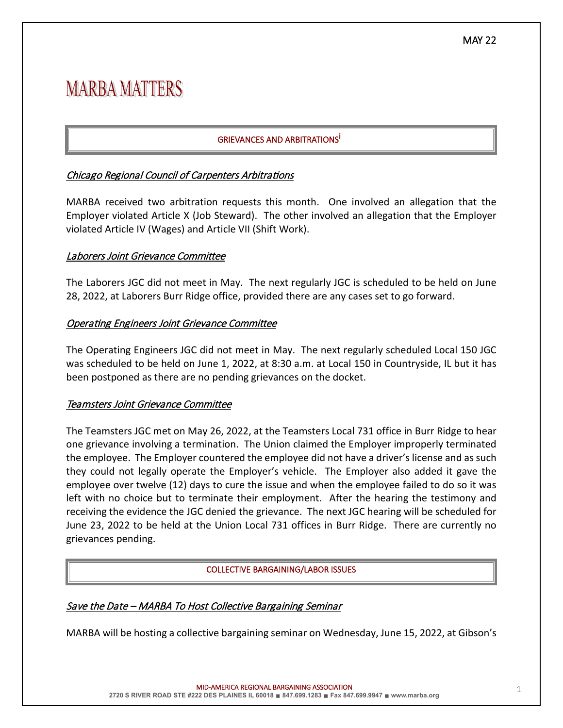MAY 22

# MARBA MATTERS

## GRIEVANCES AND ARBITRATIONS[i]

### *Chicago Regional Council of Carpenters Arbitrations*

MARBA received two arbitration requests this month. One involved an allegation that the Employer violated Article X (Job Steward). The other involved an allegation that the Employer violated Article IV (Wages) and Article VII (Shift Work).

### *Laborers Joint Grievance Committee*

The Laborers JGC did not meet in May. The next regularly JGC is scheduled to be held on June 28, 2022, at Laborers Burr Ridge office, provided there are any cases set to go forward.

### *Operating Engineers Joint Grievance Committee*

The Operating Engineers JGC did not meet in May. The next regularly scheduled Local 150 JGC was scheduled to be held on June 1, 2022, at 8:30 a.m. at Local 150 in Countryside, IL but it has been postponed as there are no pending grievances on the docket.

### *Teamsters Joint Grievance Committee*

The Teamsters JGC met on May 26, 2022, at the Teamsters Local 731 office in Burr Ridge to hear one grievance involving a termination. The Union claimed the Employer improperly terminated the employee. The Employer countered the employee did not have a driver's license and as such they could not legally operate the Employer's vehicle. The Employer also added it gave the employee over twelve (12) days to cure the issue and when the employee failed to do so it was left with no choice but to terminate their employment. After the hearing the testimony and receiving the evidence the JGC denied the grievance. The next JGC hearing will be scheduled for June 23, 2022 to be held at the Union Local 731 offices in Burr Ridge. There are currently no grievances pending.

## COLLECTIVE BARGAINING/LABOR ISSUES

### *Save the Date – MARBA To Host Collective Bargaining Seminar*

MARBA will be hosting a collective bargaining seminar on Wednesday, June 15, 2022, at Gibson's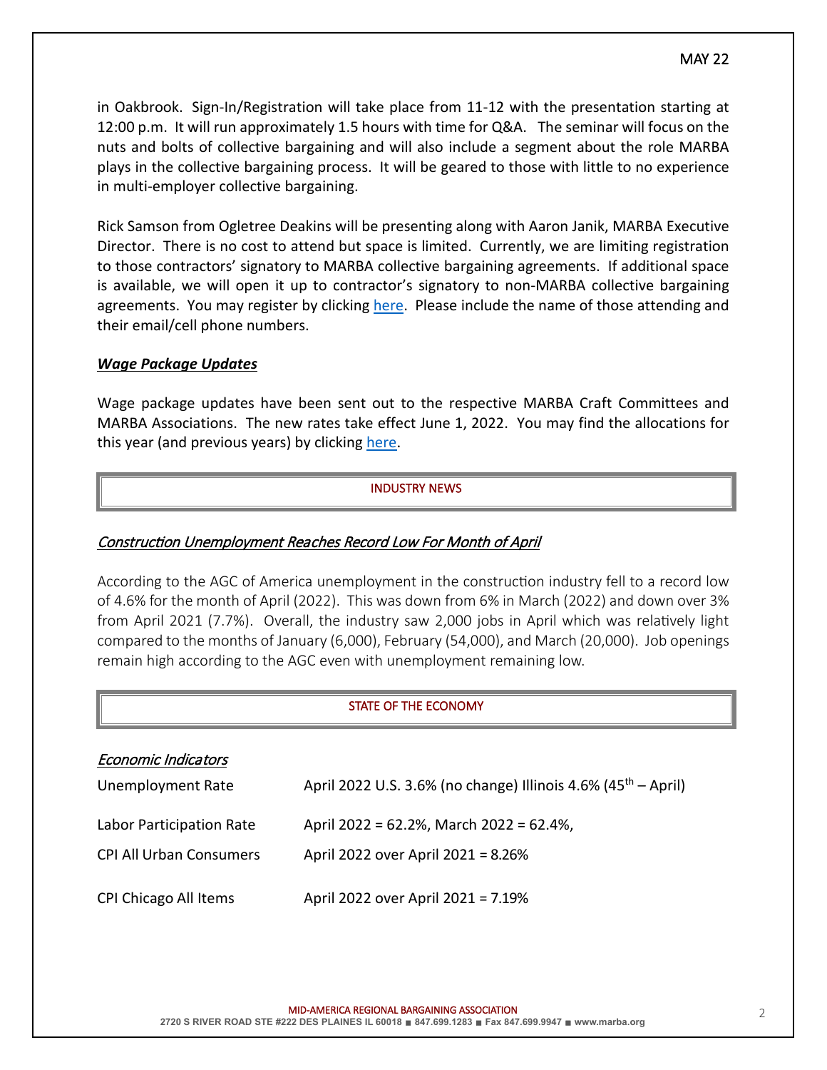in Oakbrook. Sign-In/Registration will take place from 11-12 with the presentation starting at 12:00 p.m. It will run approximately 1.5 hours with time for Q&A. The seminar will focus on the nuts and bolts of collective bargaining and will also include a segment about the role MARBA plays in the collective bargaining process. It will be geared to those with little to no experience in multi-employer collective bargaining.

Rick Samson from Ogletree Deakins will be presenting along with Aaron Janik, MARBA Executive Director. There is no cost to attend but space is limited. Currently, we are limiting registration to those contractors' signatory to MARBA collective bargaining agreements. If additional space is available, we will open it up to contractor's signatory to non-MARBA collective bargaining agreements. You may register by clicking here. Please include the name of those attending and their email/cell phone numbers.

***Wage Package Updates***

Wage package updates have been sent out to the respective MARBA Craft Committees and MARBA Associations. The new rates take effect June 1, 2022. You may find the allocations for this year (and previous years) by clicking here.

## INDUSTRY NEWS

*Construction Unemployment Reaches Record Low For Month of April*

According to the AGC of America unemployment in the construction industry fell to a record low of 4.6% for the month of April (2022). This was down from 6% in March (2022) and down over 3% from April 2021 (7.7%). Overall, the industry saw 2,000 jobs in April which was relatively light compared to the months of January (6,000), February (54,000), and March (20,000). Job openings remain high according to the AGC even with unemployment remaining low.

## STATE OF THE ECONOMY

*Economic Indicators*

| | |
|---|---|
| Unemployment Rate | April 2022 U.S. 3.6% (no change) Illinois 4.6% (45th – April) |
| Labor Participation Rate | April 2022 = 62.2%, March 2022 = 62.4%, |
| CPI All Urban Consumers | April 2022 over April 2021 = 8.26% |
| CPI Chicago All Items | April 2022 over April 2021 = 7.19% |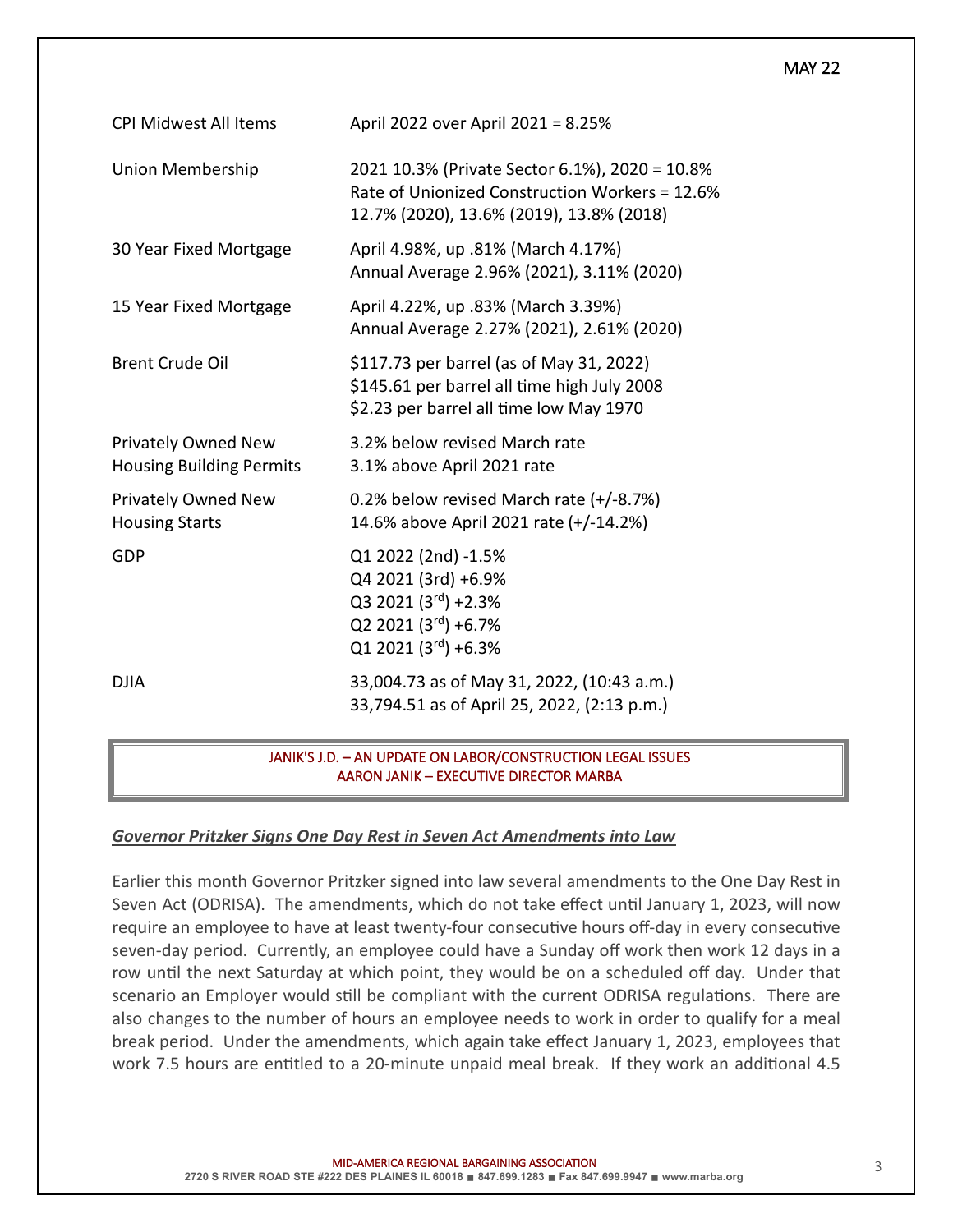| | |
|---|---|
| CPI Midwest All Items | April 2022 over April 2021 = 8.25% |
| Union Membership | 2021 10.3% (Private Sector 6.1%), 2020 = 10.8%<br>Rate of Unionized Construction Workers = 12.6%<br>12.7% (2020), 13.6% (2019), 13.8% (2018) |
| 30 Year Fixed Mortgage | April 4.98%, up .81% (March 4.17%)<br>Annual Average 2.96% (2021), 3.11% (2020) |
| 15 Year Fixed Mortgage | April 4.22%, up .83% (March 3.39%)<br>Annual Average 2.27% (2021), 2.61% (2020) |
| Brent Crude Oil | $117.73 per barrel (as of May 31, 2022)<br>$145.61 per barrel all time high July 2008<br>$2.23 per barrel all time low May 1970 |
| Privately Owned New Housing Building Permits | 3.2% below revised March rate<br>3.1% above April 2021 rate |
| Privately Owned New Housing Starts | 0.2% below revised March rate (+/-8.7%)<br>14.6% above April 2021 rate (+/-14.2%) |
| GDP | Q1 2022 (2nd) -1.5%<br>Q4 2021 (3rd) +6.9%<br>Q3 2021 (3rd) +2.3%<br>Q2 2021 (3rd) +6.7%<br>Q1 2021 (3rd) +6.3% |
| DJIA | 33,004.73 as of May 31, 2022, (10:43 a.m.)<br>33,794.51 as of April 25, 2022, (2:13 p.m.) |

## JANIK'S J.D. – AN UPDATE ON LABOR/CONSTRUCTION LEGAL ISSUES
### AARON JANIK – EXECUTIVE DIRECTOR MARBA

***Governor Pritzker Signs One Day Rest in Seven Act Amendments into Law***

Earlier this month Governor Pritzker signed into law several amendments to the One Day Rest in Seven Act (ODRISA). The amendments, which do not take effect until January 1, 2023, will now require an employee to have at least twenty-four consecutive hours off-day in every consecutive seven-day period. Currently, an employee could have a Sunday off work then work 12 days in a row until the next Saturday at which point, they would be on a scheduled off day. Under that scenario an Employer would still be compliant with the current ODRISA regulations. There are also changes to the number of hours an employee needs to work in order to qualify for a meal break period. Under the amendments, which again take effect January 1, 2023, employees that work 7.5 hours are entitled to a 20-minute unpaid meal break. If they work an additional 4.5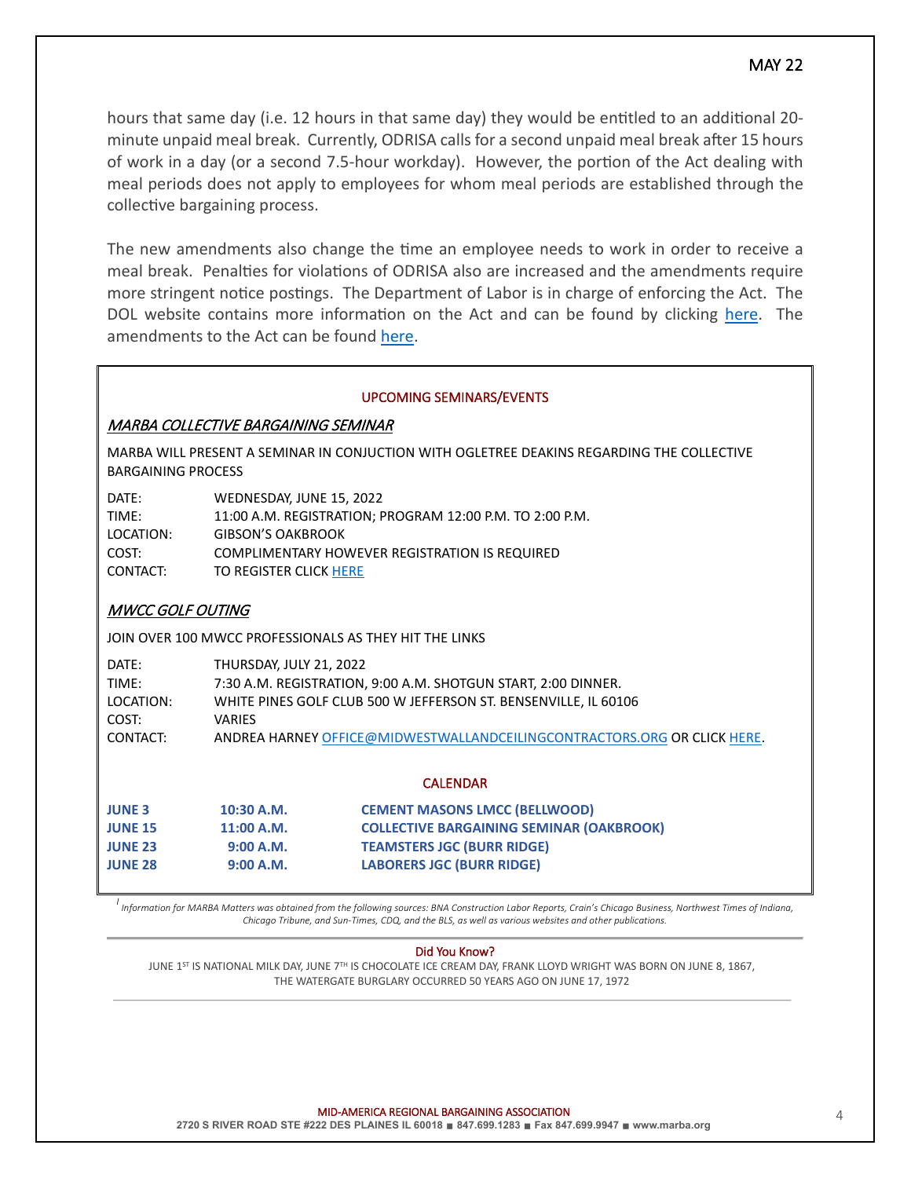hours that same day (i.e. 12 hours in that same day) they would be entitled to an additional 20-minute unpaid meal break. Currently, ODRISA calls for a second unpaid meal break after 15 hours of work in a day (or a second 7.5-hour workday). However, the portion of the Act dealing with meal periods does not apply to employees for whom meal periods are established through the collective bargaining process.

The new amendments also change the time an employee needs to work in order to receive a meal break. Penalties for violations of ODRISA also are increased and the amendments require more stringent notice postings. The Department of Labor is in charge of enforcing the Act. The DOL website contains more information on the Act and can be found by clicking here. The amendments to the Act can be found here.

## UPCOMING SEMINARS/EVENTS

### *MARBA COLLECTIVE BARGAINING SEMINAR*

MARBA WILL PRESENT A SEMINAR IN CONJUCTION WITH OGLETREE DEAKINS REGARDING THE COLLECTIVE BARGAINING PROCESS

| | |
|---|---|
| DATE: | WEDNESDAY, JUNE 15, 2022 |
| TIME: | 11:00 A.M. REGISTRATION; PROGRAM 12:00 P.M. TO 2:00 P.M. |
| LOCATION: | GIBSON'S OAKBROOK |
| COST: | COMPLIMENTARY HOWEVER REGISTRATION IS REQUIRED |
| CONTACT: | TO REGISTER CLICK HERE |

### *MWCC GOLF OUTING*

JOIN OVER 100 MWCC PROFESSIONALS AS THEY HIT THE LINKS

| | |
|---|---|
| DATE: | THURSDAY, JULY 21, 2022 |
| TIME: | 7:30 A.M. REGISTRATION, 9:00 A.M. SHOTGUN START, 2:00 DINNER. |
| LOCATION: | WHITE PINES GOLF CLUB 500 W JEFFERSON ST. BENSENVILLE, IL 60106 |
| COST: | VARIES |
| CONTACT: | ANDREA HARNEY OFFICE@MIDWESTWALLANDCEILINGCONTRACTORS.ORG OR CLICK HERE. |

## CALENDAR

| | | |
|---|---|---|
| **JUNE 3** | **10:30 A.M.** | **CEMENT MASONS LMCC (BELLWOOD)** |
| **JUNE 15** | **11:00 A.M.** | **COLLECTIVE BARGAINING SEMINAR (OAKBROOK)** |
| **JUNE 23** | **9:00 A.M.** | **TEAMSTERS JGC (BURR RIDGE)** |
| **JUNE 28** | **9:00 A.M.** | **LABORERS JGC (BURR RIDGE)** |

*[I] Information for MARBA Matters was obtained from the following sources: BNA Construction Labor Reports, Crain's Chicago Business, Northwest Times of Indiana, Chicago Tribune, and Sun-Times, CDQ, and the BLS, as well as various websites and other publications.*

**Did You Know?**

JUNE 1ST IS NATIONAL MILK DAY, JUNE 7TH IS CHOCOLATE ICE CREAM DAY, FRANK LLOYD WRIGHT WAS BORN ON JUNE 8, 1867, THE WATERGATE BURGLARY OCCURRED 50 YEARS AGO ON JUNE 17, 1972